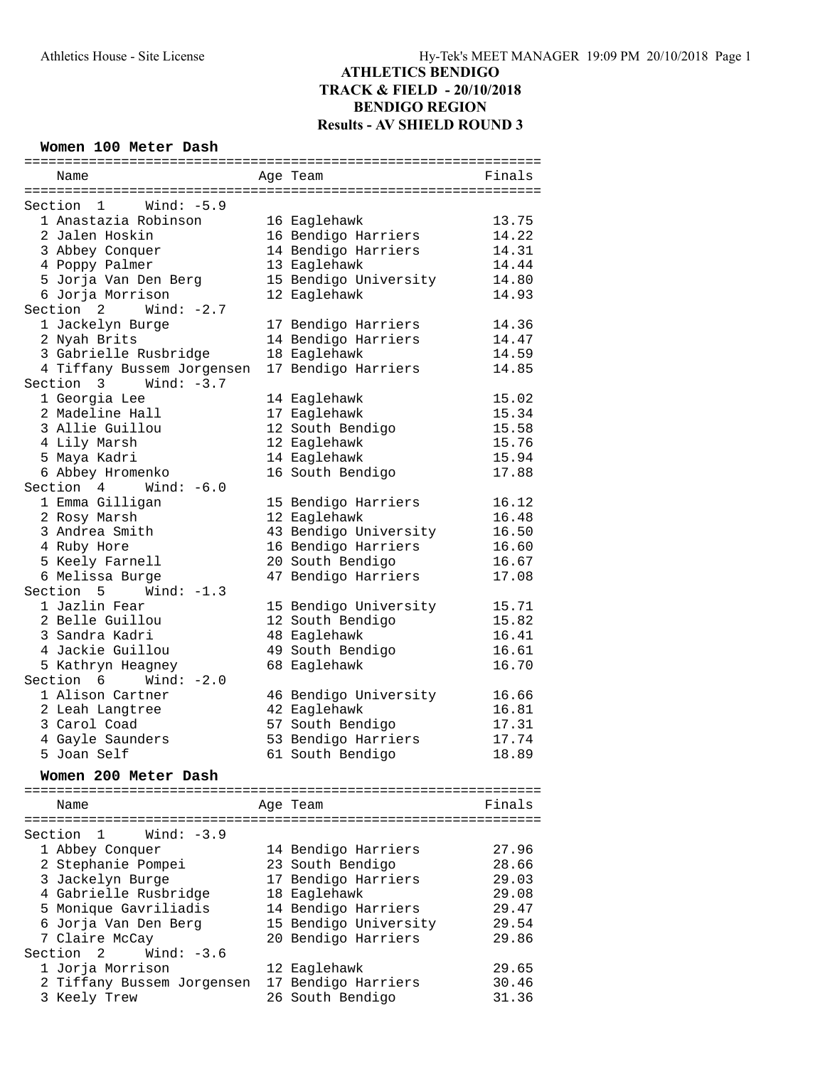# ATHLETICS BENDIGO
## TRACK & FIELD - 20/10/2018
## BENDIGO REGION
## Results - AV SHIELD ROUND 3

### Women 100 Meter Dash

| Name | Age | Team | Finals |
|---|---|---|---|
| **Section 1 Wind: -5.9** | | | |
| 1 Anastazia Robinson | 16 | Eaglehawk | 13.75 |
| 2 Jalen Hoskin | 16 | Bendigo Harriers | 14.22 |
| 3 Abbey Conquer | 14 | Bendigo Harriers | 14.31 |
| 4 Poppy Palmer | 13 | Eaglehawk | 14.44 |
| 5 Jorja Van Den Berg | 15 | Bendigo University | 14.80 |
| 6 Jorja Morrison | 12 | Eaglehawk | 14.93 |
| **Section 2 Wind: -2.7** | | | |
| 1 Jackelyn Burge | 17 | Bendigo Harriers | 14.36 |
| 2 Nyah Brits | 14 | Bendigo Harriers | 14.47 |
| 3 Gabrielle Rusbridge | 18 | Eaglehawk | 14.59 |
| 4 Tiffany Bussem Jorgensen | 17 | Bendigo Harriers | 14.85 |
| **Section 3 Wind: -3.7** | | | |
| 1 Georgia Lee | 14 | Eaglehawk | 15.02 |
| 2 Madeline Hall | 17 | Eaglehawk | 15.34 |
| 3 Allie Guillou | 12 | South Bendigo | 15.58 |
| 4 Lily Marsh | 12 | Eaglehawk | 15.76 |
| 5 Maya Kadri | 14 | Eaglehawk | 15.94 |
| 6 Abbey Hromenko | 16 | South Bendigo | 17.88 |
| **Section 4 Wind: -6.0** | | | |
| 1 Emma Gilligan | 15 | Bendigo Harriers | 16.12 |
| 2 Rosy Marsh | 12 | Eaglehawk | 16.48 |
| 3 Andrea Smith | 43 | Bendigo University | 16.50 |
| 4 Ruby Hore | 16 | Bendigo Harriers | 16.60 |
| 5 Keely Farnell | 20 | South Bendigo | 16.67 |
| 6 Melissa Burge | 47 | Bendigo Harriers | 17.08 |
| **Section 5 Wind: -1.3** | | | |
| 1 Jazlin Fear | 15 | Bendigo University | 15.71 |
| 2 Belle Guillou | 12 | South Bendigo | 15.82 |
| 3 Sandra Kadri | 48 | Eaglehawk | 16.41 |
| 4 Jackie Guillou | 49 | South Bendigo | 16.61 |
| 5 Kathryn Heagney | 68 | Eaglehawk | 16.70 |
| **Section 6 Wind: -2.0** | | | |
| 1 Alison Cartner | 46 | Bendigo University | 16.66 |
| 2 Leah Langtree | 42 | Eaglehawk | 16.81 |
| 3 Carol Coad | 57 | South Bendigo | 17.31 |
| 4 Gayle Saunders | 53 | Bendigo Harriers | 17.74 |
| 5 Joan Self | 61 | South Bendigo | 18.89 |

### Women 200 Meter Dash

| Name | Age | Team | Finals |
|---|---|---|---|
| **Section 1 Wind: -3.9** | | | |
| 1 Abbey Conquer | 14 | Bendigo Harriers | 27.96 |
| 2 Stephanie Pompei | 23 | South Bendigo | 28.66 |
| 3 Jackelyn Burge | 17 | Bendigo Harriers | 29.03 |
| 4 Gabrielle Rusbridge | 18 | Eaglehawk | 29.08 |
| 5 Monique Gavriliadis | 14 | Bendigo Harriers | 29.47 |
| 6 Jorja Van Den Berg | 15 | Bendigo University | 29.54 |
| 7 Claire McCay | 20 | Bendigo Harriers | 29.86 |
| **Section 2 Wind: -3.6** | | | |
| 1 Jorja Morrison | 12 | Eaglehawk | 29.65 |
| 2 Tiffany Bussem Jorgensen | 17 | Bendigo Harriers | 30.46 |
| 3 Keely Trew | 26 | South Bendigo | 31.36 |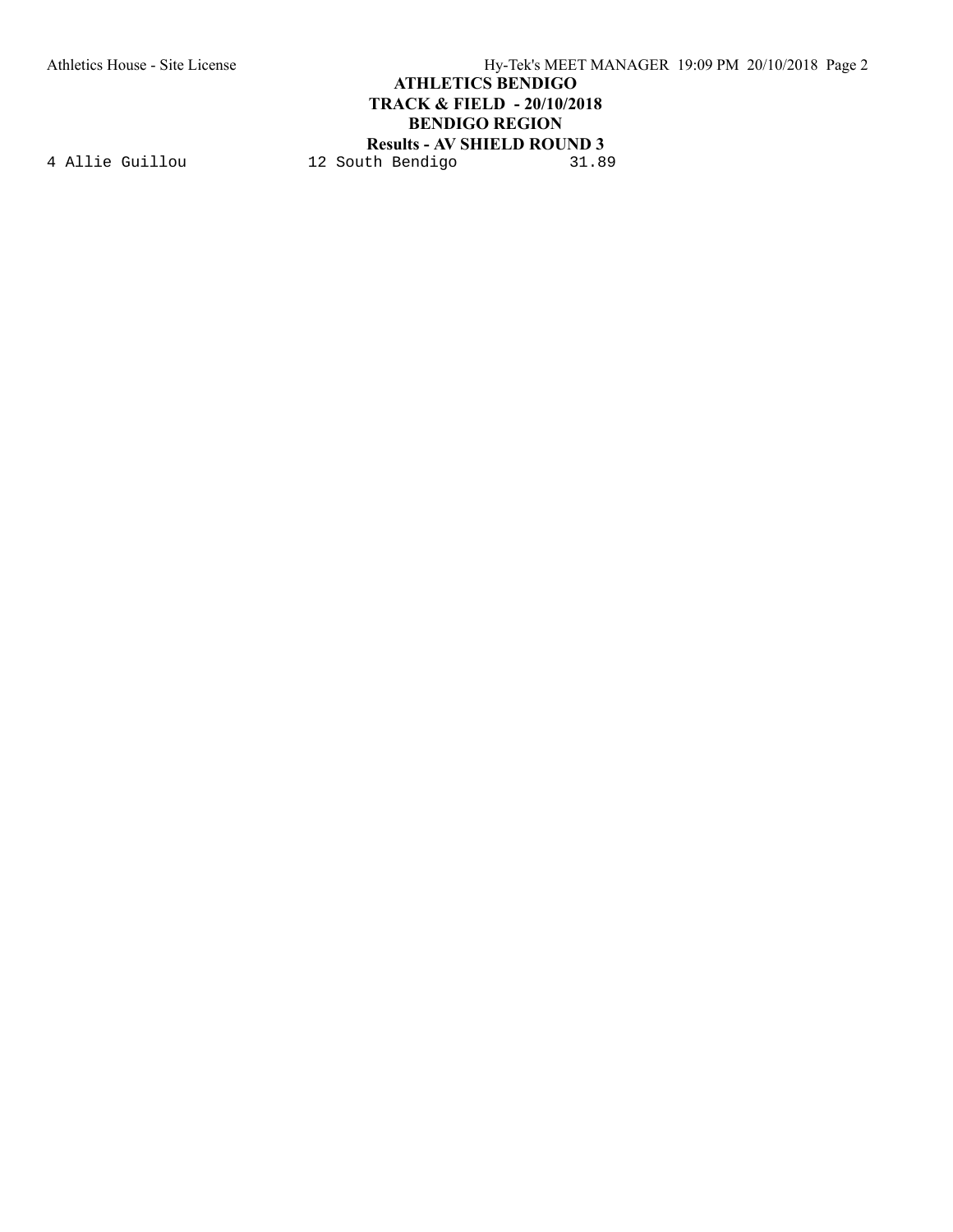**ATHLETICS BENDIGO**

**TRACK & FIELD - 20/10/2018**

**BENDIGO REGION**

**Results - AV SHIELD ROUND 3**

```
4 Allie Guillou            12 South Bendigo           31.89
```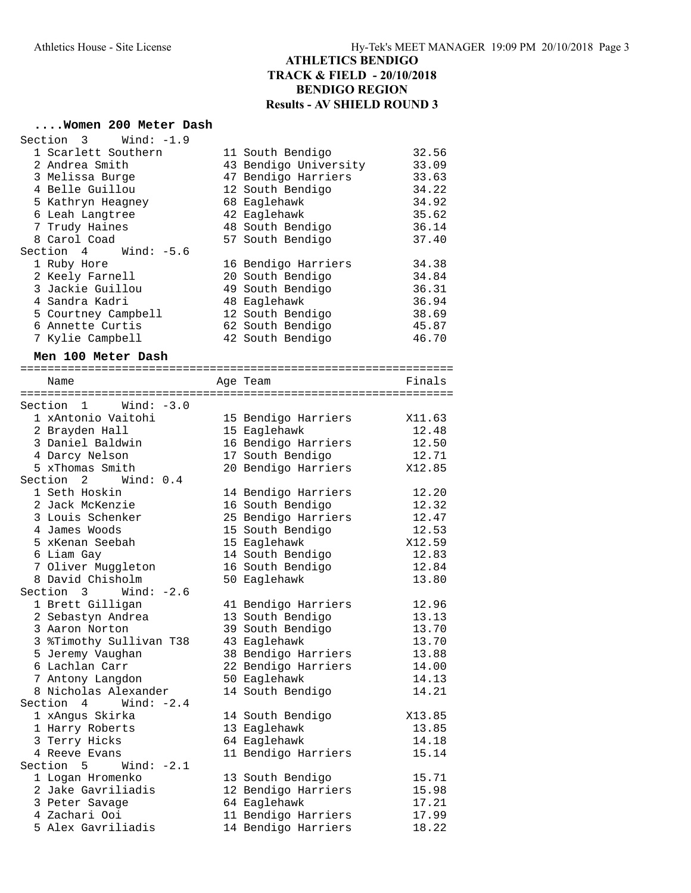# ATHLETICS BENDIGO
## TRACK & FIELD - 20/10/2018
## BENDIGO REGION
## Results - AV SHIELD ROUND 3

### ....Women 200 Meter Dash

| Place | Name | Age | Team | Finals |
|---|---|---|---|---|
| **Section 3 Wind: -1.9** | | | | |
| 1 | Scarlett Southern | 11 | South Bendigo | 32.56 |
| 2 | Andrea Smith | 43 | Bendigo University | 33.09 |
| 3 | Melissa Burge | 47 | Bendigo Harriers | 33.63 |
| 4 | Belle Guillou | 12 | South Bendigo | 34.22 |
| 5 | Kathryn Heagney | 68 | Eaglehawk | 34.92 |
| 6 | Leah Langtree | 42 | Eaglehawk | 35.62 |
| 7 | Trudy Haines | 48 | South Bendigo | 36.14 |
| 8 | Carol Coad | 57 | South Bendigo | 37.40 |
| **Section 4 Wind: -5.6** | | | | |
| 1 | Ruby Hore | 16 | Bendigo Harriers | 34.38 |
| 2 | Keely Farnell | 20 | South Bendigo | 34.84 |
| 3 | Jackie Guillou | 49 | South Bendigo | 36.31 |
| 4 | Sandra Kadri | 48 | Eaglehawk | 36.94 |
| 5 | Courtney Campbell | 12 | South Bendigo | 38.69 |
| 6 | Annette Curtis | 62 | South Bendigo | 45.87 |
| 7 | Kylie Campbell | 42 | South Bendigo | 46.70 |

### Men 100 Meter Dash

| Place | Name | Age | Team | Finals |
|---|---|---|---|---|
| **Section 1 Wind: -3.0** | | | | |
| 1 | xAntonio Vaitohi | 15 | Bendigo Harriers | X11.63 |
| 2 | Brayden Hall | 15 | Eaglehawk | 12.48 |
| 3 | Daniel Baldwin | 16 | Bendigo Harriers | 12.50 |
| 4 | Darcy Nelson | 17 | South Bendigo | 12.71 |
| 5 | xThomas Smith | 20 | Bendigo Harriers | X12.85 |
| **Section 2 Wind: 0.4** | | | | |
| 1 | Seth Hoskin | 14 | Bendigo Harriers | 12.20 |
| 2 | Jack McKenzie | 16 | South Bendigo | 12.32 |
| 3 | Louis Schenker | 25 | Bendigo Harriers | 12.47 |
| 4 | James Woods | 15 | South Bendigo | 12.53 |
| 5 | xKenan Seebah | 15 | Eaglehawk | X12.59 |
| 6 | Liam Gay | 14 | South Bendigo | 12.83 |
| 7 | Oliver Muggleton | 16 | South Bendigo | 12.84 |
| 8 | David Chisholm | 50 | Eaglehawk | 13.80 |
| **Section 3 Wind: -2.6** | | | | |
| 1 | Brett Gilligan | 41 | Bendigo Harriers | 12.96 |
| 2 | Sebastyn Andrea | 13 | South Bendigo | 13.13 |
| 3 | Aaron Norton | 39 | South Bendigo | 13.70 |
| 3 | %Timothy Sullivan T38 | 43 | Eaglehawk | 13.70 |
| 5 | Jeremy Vaughan | 38 | Bendigo Harriers | 13.88 |
| 6 | Lachlan Carr | 22 | Bendigo Harriers | 14.00 |
| 7 | Antony Langdon | 50 | Eaglehawk | 14.13 |
| 8 | Nicholas Alexander | 14 | South Bendigo | 14.21 |
| **Section 4 Wind: -2.4** | | | | |
| 1 | xAngus Skirka | 14 | South Bendigo | X13.85 |
| 1 | Harry Roberts | 13 | Eaglehawk | 13.85 |
| 3 | Terry Hicks | 64 | Eaglehawk | 14.18 |
| 4 | Reeve Evans | 11 | Bendigo Harriers | 15.14 |
| **Section 5 Wind: -2.1** | | | | |
| 1 | Logan Hromenko | 13 | South Bendigo | 15.71 |
| 2 | Jake Gavriliadis | 12 | Bendigo Harriers | 15.98 |
| 3 | Peter Savage | 64 | Eaglehawk | 17.21 |
| 4 | Zachari Ooi | 11 | Bendigo Harriers | 17.99 |
| 5 | Alex Gavriliadis | 14 | Bendigo Harriers | 18.22 |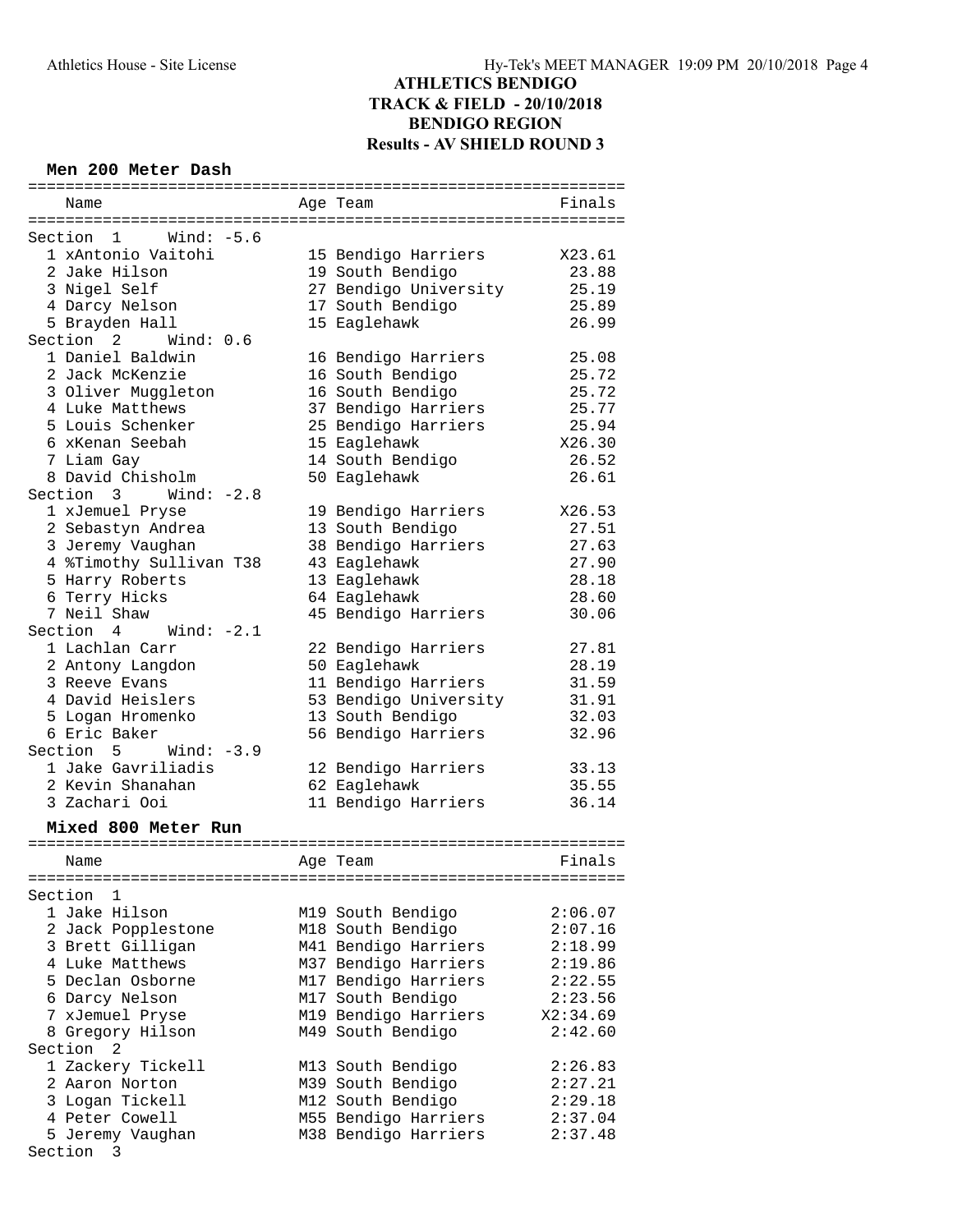# ATHLETICS BENDIGO
## TRACK & FIELD - 20/10/2018
## BENDIGO REGION
## Results - AV SHIELD ROUND 3

### Men 200 Meter Dash

| Name | Age | Team | Finals |
|---|---|---|---|
| **Section 1 Wind: -5.6** | | | |
| 1 xAntonio Vaitohi | 15 | Bendigo Harriers | X23.61 |
| 2 Jake Hilson | 19 | South Bendigo | 23.88 |
| 3 Nigel Self | 27 | Bendigo University | 25.19 |
| 4 Darcy Nelson | 17 | South Bendigo | 25.89 |
| 5 Brayden Hall | 15 | Eaglehawk | 26.99 |
| **Section 2 Wind: 0.6** | | | |
| 1 Daniel Baldwin | 16 | Bendigo Harriers | 25.08 |
| 2 Jack McKenzie | 16 | South Bendigo | 25.72 |
| 3 Oliver Muggleton | 16 | South Bendigo | 25.72 |
| 4 Luke Matthews | 37 | Bendigo Harriers | 25.77 |
| 5 Louis Schenker | 25 | Bendigo Harriers | 25.94 |
| 6 xKenan Seebah | 15 | Eaglehawk | X26.30 |
| 7 Liam Gay | 14 | South Bendigo | 26.52 |
| 8 David Chisholm | 50 | Eaglehawk | 26.61 |
| **Section 3 Wind: -2.8** | | | |
| 1 xJemuel Pryse | 19 | Bendigo Harriers | X26.53 |
| 2 Sebastyn Andrea | 13 | South Bendigo | 27.51 |
| 3 Jeremy Vaughan | 38 | Bendigo Harriers | 27.63 |
| 4 %Timothy Sullivan T38 | 43 | Eaglehawk | 27.90 |
| 5 Harry Roberts | 13 | Eaglehawk | 28.18 |
| 6 Terry Hicks | 64 | Eaglehawk | 28.60 |
| 7 Neil Shaw | 45 | Bendigo Harriers | 30.06 |
| **Section 4 Wind: -2.1** | | | |
| 1 Lachlan Carr | 22 | Bendigo Harriers | 27.81 |
| 2 Antony Langdon | 50 | Eaglehawk | 28.19 |
| 3 Reeve Evans | 11 | Bendigo Harriers | 31.59 |
| 4 David Heislers | 53 | Bendigo University | 31.91 |
| 5 Logan Hromenko | 13 | South Bendigo | 32.03 |
| 6 Eric Baker | 56 | Bendigo Harriers | 32.96 |
| **Section 5 Wind: -3.9** | | | |
| 1 Jake Gavriliadis | 12 | Bendigo Harriers | 33.13 |
| 2 Kevin Shanahan | 62 | Eaglehawk | 35.55 |
| 3 Zachari Ooi | 11 | Bendigo Harriers | 36.14 |

### Mixed 800 Meter Run

| Name | Age | Team | Finals |
|---|---|---|---|
| **Section 1** | | | |
| 1 Jake Hilson | M19 | South Bendigo | 2:06.07 |
| 2 Jack Popplestone | M18 | South Bendigo | 2:07.16 |
| 3 Brett Gilligan | M41 | Bendigo Harriers | 2:18.99 |
| 4 Luke Matthews | M37 | Bendigo Harriers | 2:19.86 |
| 5 Declan Osborne | M17 | Bendigo Harriers | 2:22.55 |
| 6 Darcy Nelson | M17 | South Bendigo | 2:23.56 |
| 7 xJemuel Pryse | M19 | Bendigo Harriers | X2:34.69 |
| 8 Gregory Hilson | M49 | South Bendigo | 2:42.60 |
| **Section 2** | | | |
| 1 Zackery Tickell | M13 | South Bendigo | 2:26.83 |
| 2 Aaron Norton | M39 | South Bendigo | 2:27.21 |
| 3 Logan Tickell | M12 | South Bendigo | 2:29.18 |
| 4 Peter Cowell | M55 | Bendigo Harriers | 2:37.04 |
| 5 Jeremy Vaughan | M38 | Bendigo Harriers | 2:37.48 |
| **Section 3** | | | |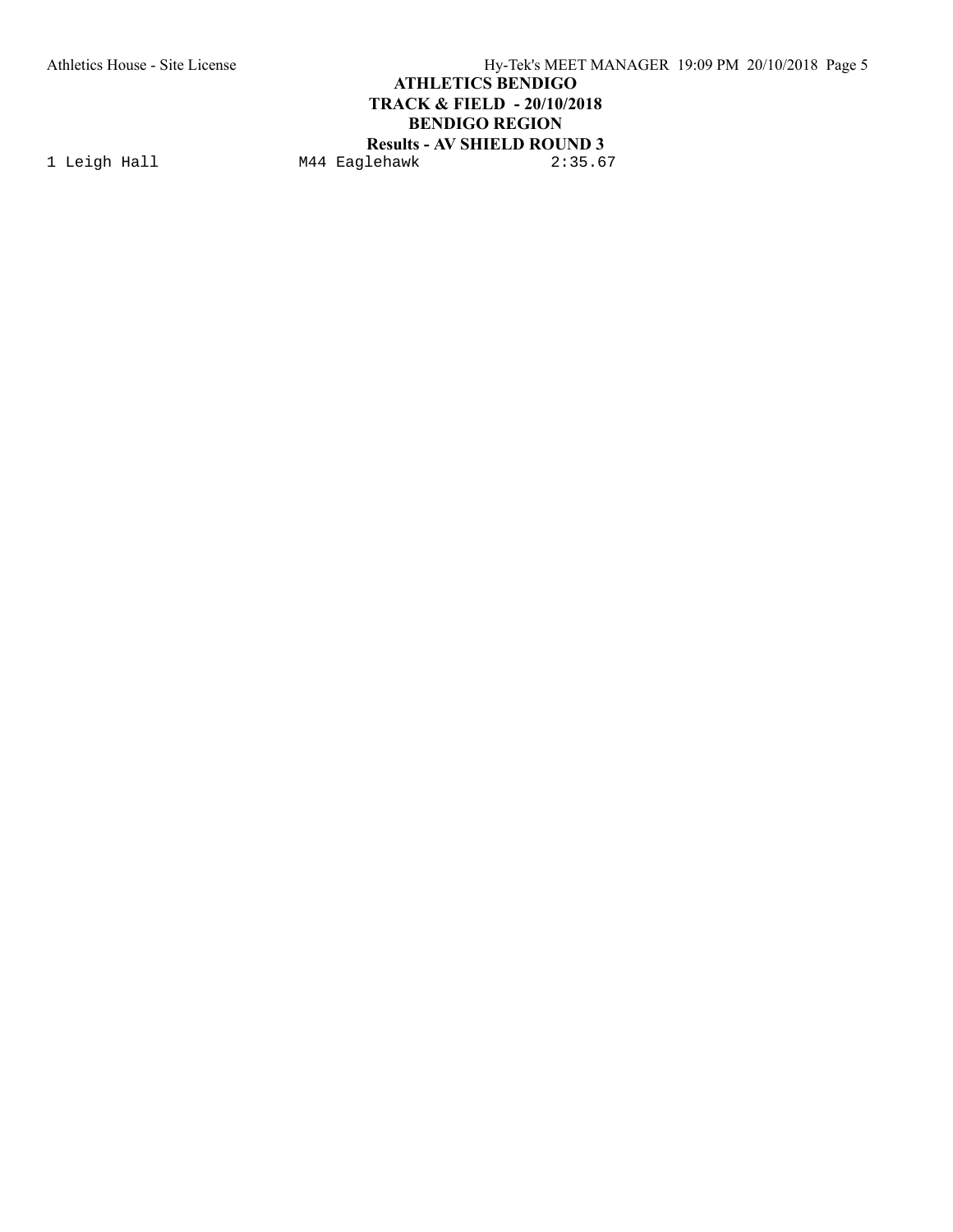**ATHLETICS BENDIGO**

**TRACK & FIELD - 20/10/2018**

**BENDIGO REGION**

**Results - AV SHIELD ROUND 3**

```
1 Leigh Hall              M44 Eaglehawk             2:35.67
```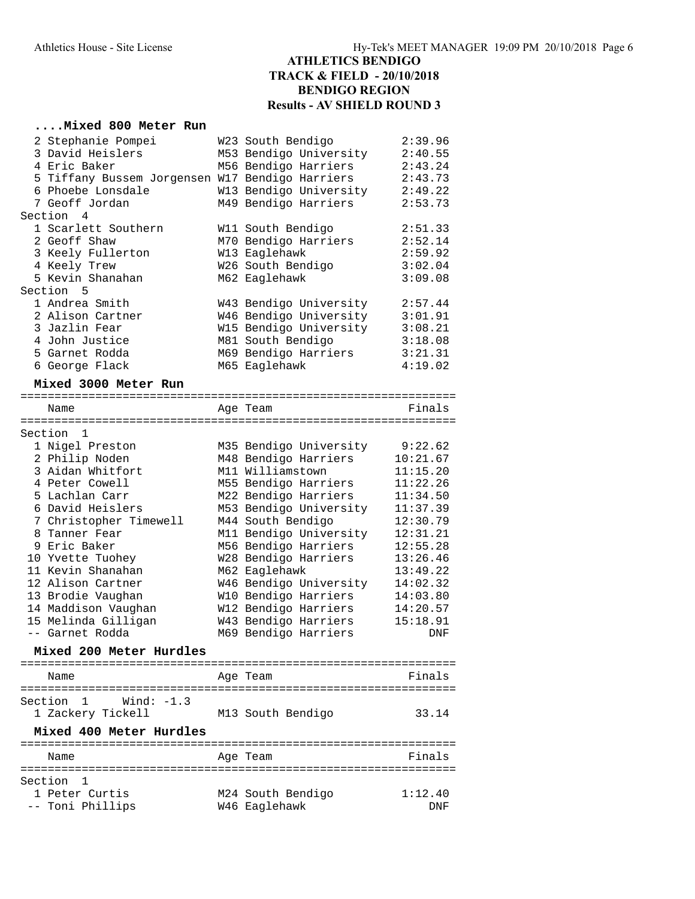## ATHLETICS BENDIGO
## TRACK & FIELD - 20/10/2018
## BENDIGO REGION
## Results - AV SHIELD ROUND 3

### ....Mixed 800 Meter Run

| | Name | Age | Team | Finals |
|---|---|---|---|---|
| 2 | Stephanie Pompei | W23 | South Bendigo | 2:39.96 |
| 3 | David Heislers | M53 | Bendigo University | 2:40.55 |
| 4 | Eric Baker | M56 | Bendigo Harriers | 2:43.24 |
| 5 | Tiffany Bussem Jorgensen | W17 | Bendigo Harriers | 2:43.73 |
| 6 | Phoebe Lonsdale | W13 | Bendigo University | 2:49.22 |
| 7 | Geoff Jordan | M49 | Bendigo Harriers | 2:53.73 |
| **Section 4** | | | | |
| 1 | Scarlett Southern | W11 | South Bendigo | 2:51.33 |
| 2 | Geoff Shaw | M70 | Bendigo Harriers | 2:52.14 |
| 3 | Keely Fullerton | W13 | Eaglehawk | 2:59.92 |
| 4 | Keely Trew | W26 | South Bendigo | 3:02.04 |
| 5 | Kevin Shanahan | M62 | Eaglehawk | 3:09.08 |
| **Section 5** | | | | |
| 1 | Andrea Smith | W43 | Bendigo University | 2:57.44 |
| 2 | Alison Cartner | W46 | Bendigo University | 3:01.91 |
| 3 | Jazlin Fear | W15 | Bendigo University | 3:08.21 |
| 4 | John Justice | M81 | South Bendigo | 3:18.08 |
| 5 | Garnet Rodda | M69 | Bendigo Harriers | 3:21.31 |
| 6 | George Flack | M65 | Eaglehawk | 4:19.02 |

### Mixed 3000 Meter Run

| | Name | Age | Team | Finals |
|---|---|---|---|---|
| **Section 1** | | | | |
| 1 | Nigel Preston | M35 | Bendigo University | 9:22.62 |
| 2 | Philip Noden | M48 | Bendigo Harriers | 10:21.67 |
| 3 | Aidan Whitfort | M11 | Williamstown | 11:15.20 |
| 4 | Peter Cowell | M55 | Bendigo Harriers | 11:22.26 |
| 5 | Lachlan Carr | M22 | Bendigo Harriers | 11:34.50 |
| 6 | David Heislers | M53 | Bendigo University | 11:37.39 |
| 7 | Christopher Timewell | M44 | South Bendigo | 12:30.79 |
| 8 | Tanner Fear | M11 | Bendigo University | 12:31.21 |
| 9 | Eric Baker | M56 | Bendigo Harriers | 12:55.28 |
| 10 | Yvette Tuohey | W28 | Bendigo Harriers | 13:26.46 |
| 11 | Kevin Shanahan | M62 | Eaglehawk | 13:49.22 |
| 12 | Alison Cartner | W46 | Bendigo University | 14:02.32 |
| 13 | Brodie Vaughan | W10 | Bendigo Harriers | 14:03.80 |
| 14 | Maddison Vaughan | W12 | Bendigo Harriers | 14:20.57 |
| 15 | Melinda Gilligan | W43 | Bendigo Harriers | 15:18.91 |
| -- | Garnet Rodda | M69 | Bendigo Harriers | DNF |

### Mixed 200 Meter Hurdles

| | Name | Age | Team | Finals |
|---|---|---|---|---|
| **Section 1 Wind: -1.3** | | | | |
| 1 | Zackery Tickell | M13 | South Bendigo | 33.14 |

### Mixed 400 Meter Hurdles

| | Name | Age | Team | Finals |
|---|---|---|---|---|
| **Section 1** | | | | |
| 1 | Peter Curtis | M24 | South Bendigo | 1:12.40 |
| -- | Toni Phillips | W46 | Eaglehawk | DNF |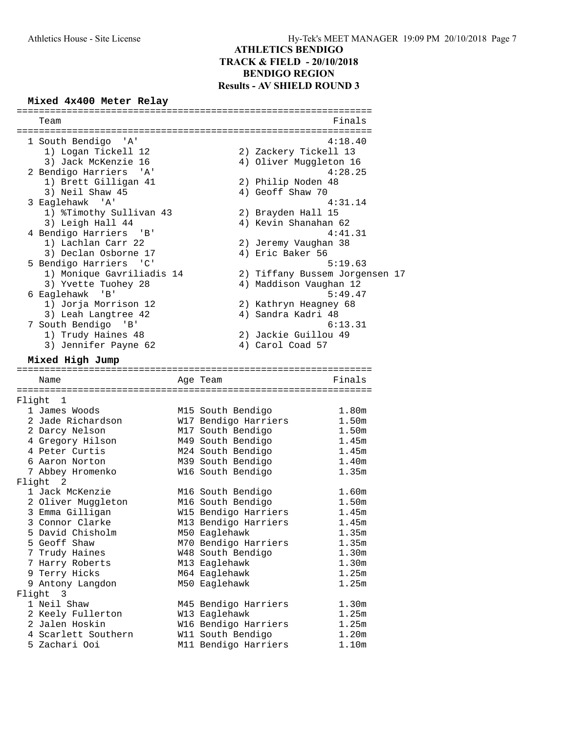# ATHLETICS BENDIGO
## TRACK & FIELD - 20/10/2018
## BENDIGO REGION
## Results - AV SHIELD ROUND 3

### Mixed 4x400 Meter Relay

| Place | Team | Finals |
|---|---|---|
| 1 | South Bendigo 'A' | 4:18.40 |
| | 1) Logan Tickell 12, 2) Zackery Tickell 13, 3) Jack McKenzie 16, 4) Oliver Muggleton 16 | |
| 2 | Bendigo Harriers 'A' | 4:28.25 |
| | 1) Brett Gilligan 41, 2) Philip Noden 48, 3) Neil Shaw 45, 4) Geoff Shaw 70 | |
| 3 | Eaglehawk 'A' | 4:31.14 |
| | 1) %Timothy Sullivan 43, 2) Brayden Hall 15, 3) Leigh Hall 44, 4) Kevin Shanahan 62 | |
| 4 | Bendigo Harriers 'B' | 4:41.31 |
| | 1) Lachlan Carr 22, 2) Jeremy Vaughan 38, 3) Declan Osborne 17, 4) Eric Baker 56 | |
| 5 | Bendigo Harriers 'C' | 5:19.63 |
| | 1) Monique Gavriliadis 14, 2) Tiffany Bussem Jorgensen 17, 3) Yvette Tuohey 28, 4) Maddison Vaughan 12 | |
| 6 | Eaglehawk 'B' | 5:49.47 |
| | 1) Jorja Morrison 12, 2) Kathryn Heagney 68, 3) Leah Langtree 42, 4) Sandra Kadri 48 | |
| 7 | South Bendigo 'B' | 6:13.31 |
| | 1) Trudy Haines 48, 2) Jackie Guillou 49, 3) Jennifer Payne 62, 4) Carol Coad 57 | |

### Mixed High Jump

| Place | Name | Age | Team | Finals |
|---|---|---|---|---|
| **Flight 1** | | | | |
| 1 | James Woods | M15 | South Bendigo | 1.80m |
| 2 | Jade Richardson | W17 | Bendigo Harriers | 1.50m |
| 2 | Darcy Nelson | M17 | South Bendigo | 1.50m |
| 4 | Gregory Hilson | M49 | South Bendigo | 1.45m |
| 4 | Peter Curtis | M24 | South Bendigo | 1.45m |
| 6 | Aaron Norton | M39 | South Bendigo | 1.40m |
| 7 | Abbey Hromenko | W16 | South Bendigo | 1.35m |
| **Flight 2** | | | | |
| 1 | Jack McKenzie | M16 | South Bendigo | 1.60m |
| 2 | Oliver Muggleton | M16 | South Bendigo | 1.50m |
| 3 | Emma Gilligan | W15 | Bendigo Harriers | 1.45m |
| 3 | Connor Clarke | M13 | Bendigo Harriers | 1.45m |
| 5 | David Chisholm | M50 | Eaglehawk | 1.35m |
| 5 | Geoff Shaw | M70 | Bendigo Harriers | 1.35m |
| 7 | Trudy Haines | W48 | South Bendigo | 1.30m |
| 7 | Harry Roberts | M13 | Eaglehawk | 1.30m |
| 9 | Terry Hicks | M64 | Eaglehawk | 1.25m |
| 9 | Antony Langdon | M50 | Eaglehawk | 1.25m |
| **Flight 3** | | | | |
| 1 | Neil Shaw | M45 | Bendigo Harriers | 1.30m |
| 2 | Keely Fullerton | W13 | Eaglehawk | 1.25m |
| 2 | Jalen Hoskin | W16 | Bendigo Harriers | 1.25m |
| 4 | Scarlett Southern | W11 | South Bendigo | 1.20m |
| 5 | Zachari Ooi | M11 | Bendigo Harriers | 1.10m |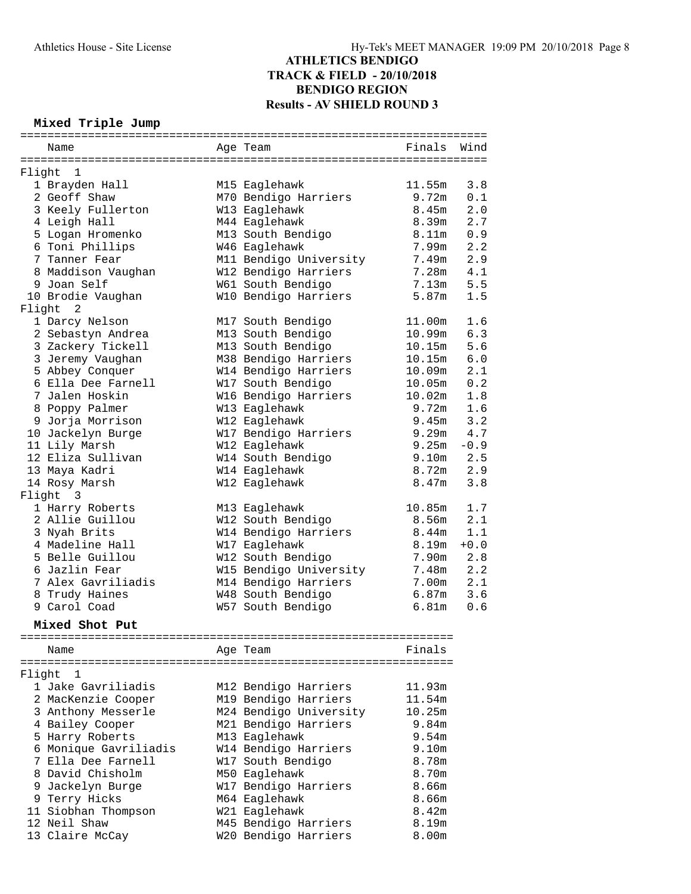# ATHLETICS BENDIGO
## TRACK & FIELD - 20/10/2018
## BENDIGO REGION
## Results - AV SHIELD ROUND 3

### Mixed Triple Jump

| Place | Name | Age | Team | Finals | Wind |
|---|---|---|---|---|---|
| **Flight 1** | | | | | |
| 1 | Brayden Hall | M15 | Eaglehawk | 11.55m | 3.8 |
| 2 | Geoff Shaw | M70 | Bendigo Harriers | 9.72m | 0.1 |
| 3 | Keely Fullerton | W13 | Eaglehawk | 8.45m | 2.0 |
| 4 | Leigh Hall | M44 | Eaglehawk | 8.39m | 2.7 |
| 5 | Logan Hromenko | M13 | South Bendigo | 8.11m | 0.9 |
| 6 | Toni Phillips | W46 | Eaglehawk | 7.99m | 2.2 |
| 7 | Tanner Fear | M11 | Bendigo University | 7.49m | 2.9 |
| 8 | Maddison Vaughan | W12 | Bendigo Harriers | 7.28m | 4.1 |
| 9 | Joan Self | W61 | South Bendigo | 7.13m | 5.5 |
| 10 | Brodie Vaughan | W10 | Bendigo Harriers | 5.87m | 1.5 |
| **Flight 2** | | | | | |
| 1 | Darcy Nelson | M17 | South Bendigo | 11.00m | 1.6 |
| 2 | Sebastyn Andrea | M13 | South Bendigo | 10.99m | 6.3 |
| 3 | Zackery Tickell | M13 | South Bendigo | 10.15m | 5.6 |
| 3 | Jeremy Vaughan | M38 | Bendigo Harriers | 10.15m | 6.0 |
| 5 | Abbey Conquer | W14 | Bendigo Harriers | 10.09m | 2.1 |
| 6 | Ella Dee Farnell | W17 | South Bendigo | 10.05m | 0.2 |
| 7 | Jalen Hoskin | W16 | Bendigo Harriers | 10.02m | 1.8 |
| 8 | Poppy Palmer | W13 | Eaglehawk | 9.72m | 1.6 |
| 9 | Jorja Morrison | W12 | Eaglehawk | 9.45m | 3.2 |
| 10 | Jackelyn Burge | W17 | Bendigo Harriers | 9.29m | 4.7 |
| 11 | Lily Marsh | W12 | Eaglehawk | 9.25m | -0.9 |
| 12 | Eliza Sullivan | W14 | South Bendigo | 9.10m | 2.5 |
| 13 | Maya Kadri | W14 | Eaglehawk | 8.72m | 2.9 |
| 14 | Rosy Marsh | W12 | Eaglehawk | 8.47m | 3.8 |
| **Flight 3** | | | | | |
| 1 | Harry Roberts | M13 | Eaglehawk | 10.85m | 1.7 |
| 2 | Allie Guillou | W12 | South Bendigo | 8.56m | 2.1 |
| 3 | Nyah Brits | W14 | Bendigo Harriers | 8.44m | 1.1 |
| 4 | Madeline Hall | W17 | Eaglehawk | 8.19m | +0.0 |
| 5 | Belle Guillou | W12 | South Bendigo | 7.90m | 2.8 |
| 6 | Jazlin Fear | W15 | Bendigo University | 7.48m | 2.2 |
| 7 | Alex Gavriliadis | M14 | Bendigo Harriers | 7.00m | 2.1 |
| 8 | Trudy Haines | W48 | South Bendigo | 6.87m | 3.6 |
| 9 | Carol Coad | W57 | South Bendigo | 6.81m | 0.6 |

### Mixed Shot Put

| Place | Name | Age | Team | Finals |
|---|---|---|---|---|
| **Flight 1** | | | | |
| 1 | Jake Gavriliadis | M12 | Bendigo Harriers | 11.93m |
| 2 | MacKenzie Cooper | M19 | Bendigo Harriers | 11.54m |
| 3 | Anthony Messerle | M24 | Bendigo University | 10.25m |
| 4 | Bailey Cooper | M21 | Bendigo Harriers | 9.84m |
| 5 | Harry Roberts | M13 | Eaglehawk | 9.54m |
| 6 | Monique Gavriliadis | W14 | Bendigo Harriers | 9.10m |
| 7 | Ella Dee Farnell | W17 | South Bendigo | 8.78m |
| 8 | David Chisholm | M50 | Eaglehawk | 8.70m |
| 9 | Jackelyn Burge | W17 | Bendigo Harriers | 8.66m |
| 9 | Terry Hicks | M64 | Eaglehawk | 8.66m |
| 11 | Siobhan Thompson | W21 | Eaglehawk | 8.42m |
| 12 | Neil Shaw | M45 | Bendigo Harriers | 8.19m |
| 13 | Claire McCay | W20 | Bendigo Harriers | 8.00m |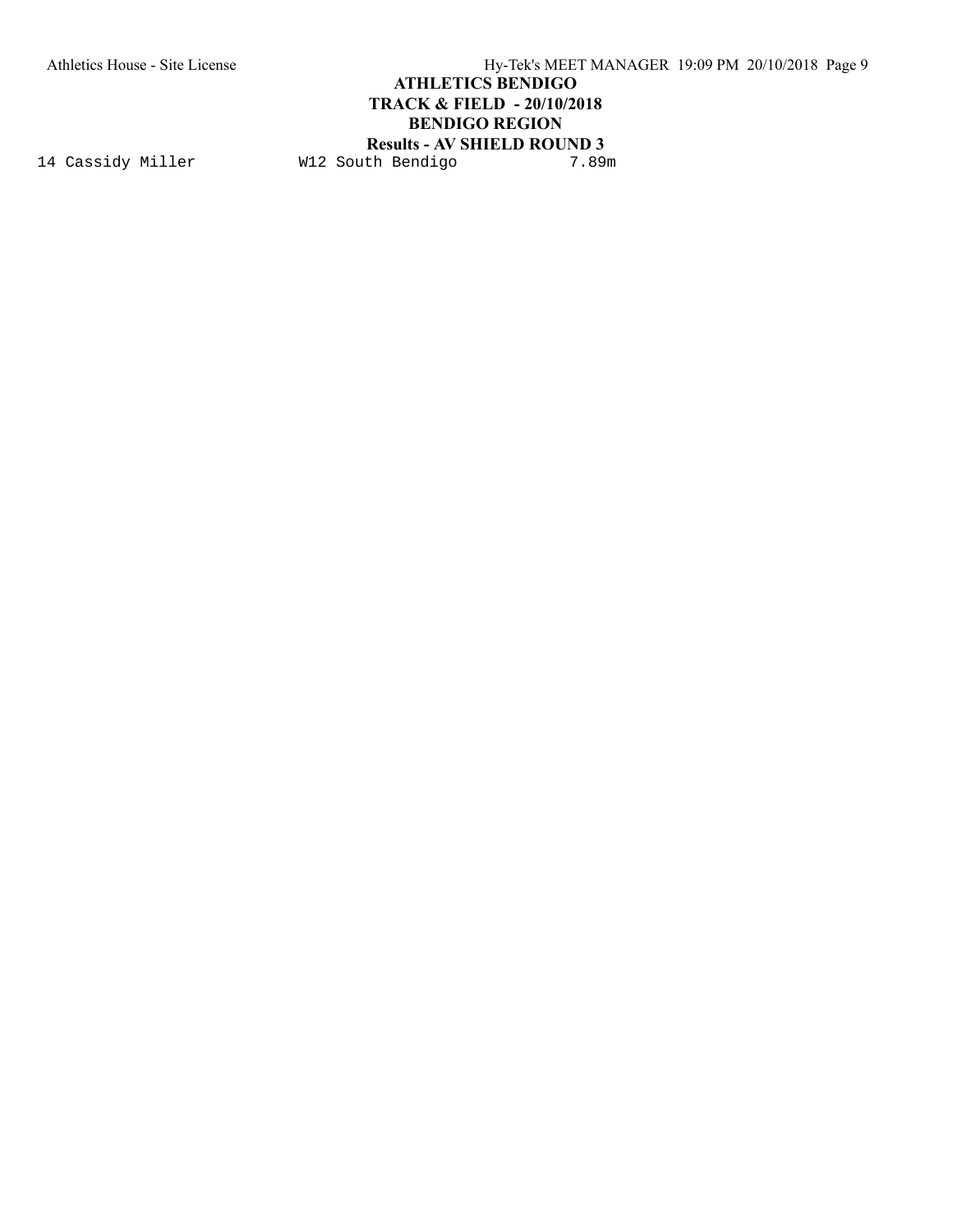14 Cassidy Miller W12 South Bendigo 7.89m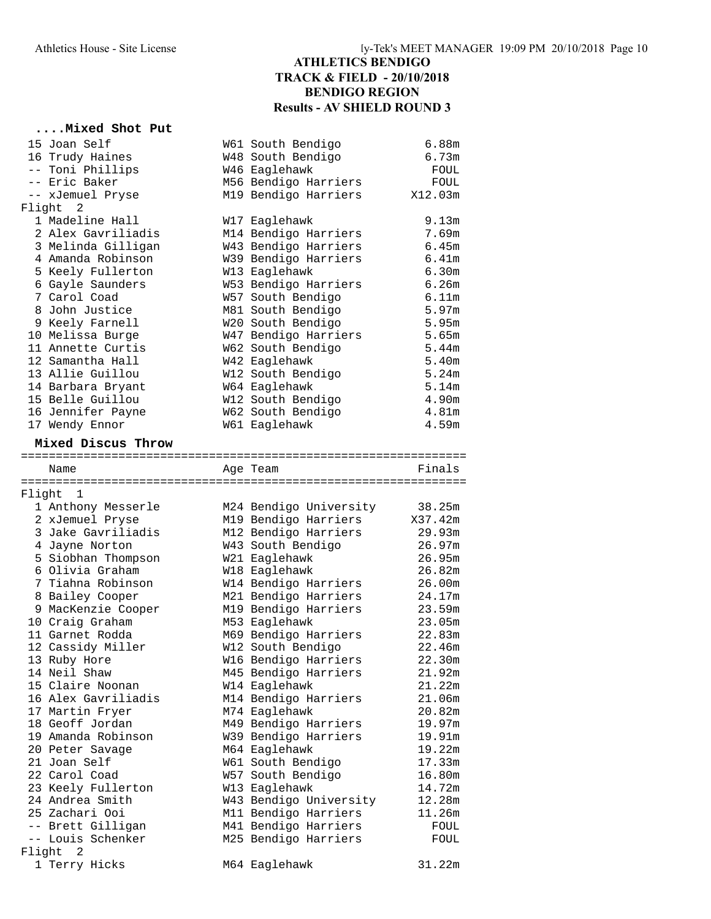# ATHLETICS BENDIGO
## TRACK & FIELD - 20/10/2018
## BENDIGO REGION
## Results - AV SHIELD ROUND 3

### ....Mixed Shot Put

| | Name | Age | Team | Finals |
|---|---|---|---|---|
| 15 | Joan Self | W61 | South Bendigo | 6.88m |
| 16 | Trudy Haines | W48 | South Bendigo | 6.73m |
| -- | Toni Phillips | W46 | Eaglehawk | FOUL |
| -- | Eric Baker | M56 | Bendigo Harriers | FOUL |
| -- | xJemuel Pryse | M19 | Bendigo Harriers | X12.03m |
| **Flight 2** | | | | |
| 1 | Madeline Hall | W17 | Eaglehawk | 9.13m |
| 2 | Alex Gavriliadis | M14 | Bendigo Harriers | 7.69m |
| 3 | Melinda Gilligan | W43 | Bendigo Harriers | 6.45m |
| 4 | Amanda Robinson | W39 | Bendigo Harriers | 6.41m |
| 5 | Keely Fullerton | W13 | Eaglehawk | 6.30m |
| 6 | Gayle Saunders | W53 | Bendigo Harriers | 6.26m |
| 7 | Carol Coad | W57 | South Bendigo | 6.11m |
| 8 | John Justice | M81 | South Bendigo | 5.97m |
| 9 | Keely Farnell | W20 | South Bendigo | 5.95m |
| 10 | Melissa Burge | W47 | Bendigo Harriers | 5.65m |
| 11 | Annette Curtis | W62 | South Bendigo | 5.44m |
| 12 | Samantha Hall | W42 | Eaglehawk | 5.40m |
| 13 | Allie Guillou | W12 | South Bendigo | 5.24m |
| 14 | Barbara Bryant | W64 | Eaglehawk | 5.14m |
| 15 | Belle Guillou | W12 | South Bendigo | 4.90m |
| 16 | Jennifer Payne | W62 | South Bendigo | 4.81m |
| 17 | Wendy Ennor | W61 | Eaglehawk | 4.59m |

### Mixed Discus Throw

| | Name | Age | Team | Finals |
|---|---|---|---|---|
| **Flight 1** | | | | |
| 1 | Anthony Messerle | M24 | Bendigo University | 38.25m |
| 2 | xJemuel Pryse | M19 | Bendigo Harriers | X37.42m |
| 3 | Jake Gavriliadis | M12 | Bendigo Harriers | 29.93m |
| 4 | Jayne Norton | W43 | South Bendigo | 26.97m |
| 5 | Siobhan Thompson | W21 | Eaglehawk | 26.95m |
| 6 | Olivia Graham | W18 | Eaglehawk | 26.82m |
| 7 | Tiahna Robinson | W14 | Bendigo Harriers | 26.00m |
| 8 | Bailey Cooper | M21 | Bendigo Harriers | 24.17m |
| 9 | MacKenzie Cooper | M19 | Bendigo Harriers | 23.59m |
| 10 | Craig Graham | M53 | Eaglehawk | 23.05m |
| 11 | Garnet Rodda | M69 | Bendigo Harriers | 22.83m |
| 12 | Cassidy Miller | W12 | South Bendigo | 22.46m |
| 13 | Ruby Hore | W16 | Bendigo Harriers | 22.30m |
| 14 | Neil Shaw | M45 | Bendigo Harriers | 21.92m |
| 15 | Claire Noonan | W14 | Eaglehawk | 21.22m |
| 16 | Alex Gavriliadis | M14 | Bendigo Harriers | 21.06m |
| 17 | Martin Fryer | M74 | Eaglehawk | 20.82m |
| 18 | Geoff Jordan | M49 | Bendigo Harriers | 19.97m |
| 19 | Amanda Robinson | W39 | Bendigo Harriers | 19.91m |
| 20 | Peter Savage | M64 | Eaglehawk | 19.22m |
| 21 | Joan Self | W61 | South Bendigo | 17.33m |
| 22 | Carol Coad | W57 | South Bendigo | 16.80m |
| 23 | Keely Fullerton | W13 | Eaglehawk | 14.72m |
| 24 | Andrea Smith | W43 | Bendigo University | 12.28m |
| 25 | Zachari Ooi | M11 | Bendigo Harriers | 11.26m |
| -- | Brett Gilligan | M41 | Bendigo Harriers | FOUL |
| -- | Louis Schenker | M25 | Bendigo Harriers | FOUL |
| **Flight 2** | | | | |
| 1 | Terry Hicks | M64 | Eaglehawk | 31.22m |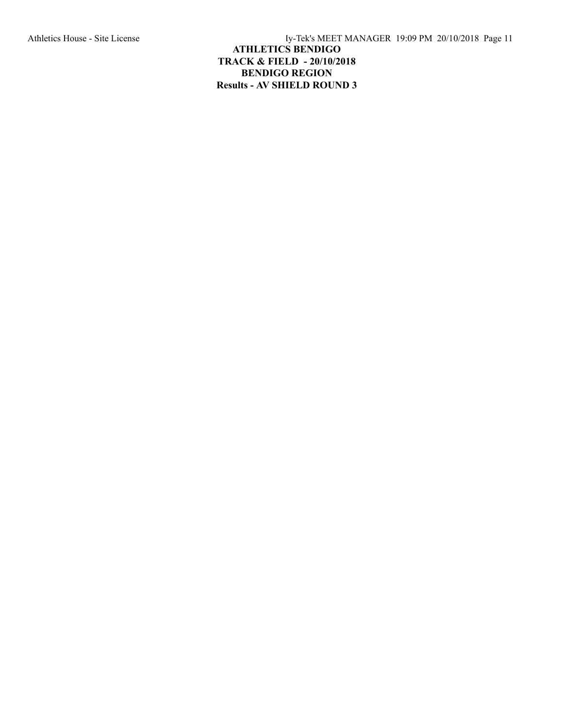**ATHLETICS BENDIGO**

**TRACK & FIELD - 20/10/2018**

**BENDIGO REGION**

**Results - AV SHIELD ROUND 3**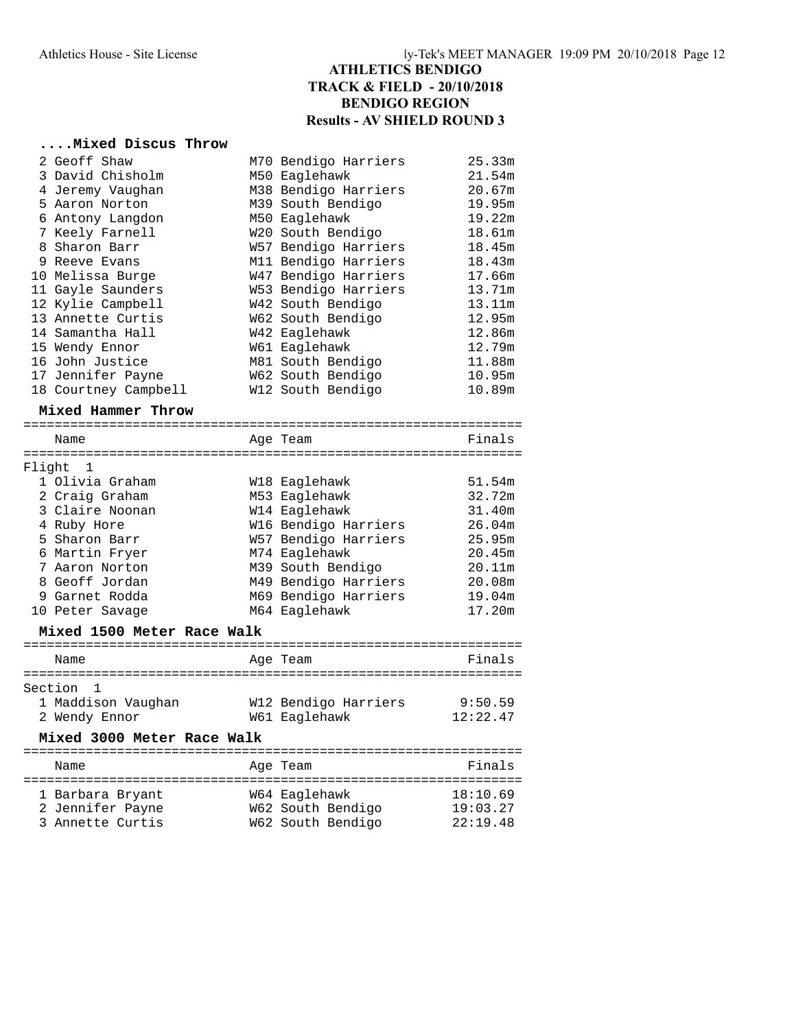## ATHLETICS BENDIGO
## TRACK & FIELD - 20/10/2018
## BENDIGO REGION
## Results - AV SHIELD ROUND 3

### ....Mixed Discus Throw

| | Name | Age Team | Finals |
|---|---|---|---|
| 2 | Geoff Shaw | M70 Bendigo Harriers | 25.33m |
| 3 | David Chisholm | M50 Eaglehawk | 21.54m |
| 4 | Jeremy Vaughan | M38 Bendigo Harriers | 20.67m |
| 5 | Aaron Norton | M39 South Bendigo | 19.95m |
| 6 | Antony Langdon | M50 Eaglehawk | 19.22m |
| 7 | Keely Farnell | W20 South Bendigo | 18.61m |
| 8 | Sharon Barr | W57 Bendigo Harriers | 18.45m |
| 9 | Reeve Evans | M11 Bendigo Harriers | 18.43m |
| 10 | Melissa Burge | W47 Bendigo Harriers | 17.66m |
| 11 | Gayle Saunders | W53 Bendigo Harriers | 13.71m |
| 12 | Kylie Campbell | W42 South Bendigo | 13.11m |
| 13 | Annette Curtis | W62 South Bendigo | 12.95m |
| 14 | Samantha Hall | W42 Eaglehawk | 12.86m |
| 15 | Wendy Ennor | W61 Eaglehawk | 12.79m |
| 16 | John Justice | M81 South Bendigo | 11.88m |
| 17 | Jennifer Payne | W62 South Bendigo | 10.95m |
| 18 | Courtney Campbell | W12 South Bendigo | 10.89m |

### Mixed Hammer Throw

Flight 1

| | Name | Age Team | Finals |
|---|---|---|---|
| 1 | Olivia Graham | W18 Eaglehawk | 51.54m |
| 2 | Craig Graham | M53 Eaglehawk | 32.72m |
| 3 | Claire Noonan | W14 Eaglehawk | 31.40m |
| 4 | Ruby Hore | W16 Bendigo Harriers | 26.04m |
| 5 | Sharon Barr | W57 Bendigo Harriers | 25.95m |
| 6 | Martin Fryer | M74 Eaglehawk | 20.45m |
| 7 | Aaron Norton | M39 South Bendigo | 20.11m |
| 8 | Geoff Jordan | M49 Bendigo Harriers | 20.08m |
| 9 | Garnet Rodda | M69 Bendigo Harriers | 19.04m |
| 10 | Peter Savage | M64 Eaglehawk | 17.20m |

### Mixed 1500 Meter Race Walk

Section 1

| | Name | Age Team | Finals |
|---|---|---|---|
| 1 | Maddison Vaughan | W12 Bendigo Harriers | 9:50.59 |
| 2 | Wendy Ennor | W61 Eaglehawk | 12:22.47 |

### Mixed 3000 Meter Race Walk

| | Name | Age Team | Finals |
|---|---|---|---|
| 1 | Barbara Bryant | W64 Eaglehawk | 18:10.69 |
| 2 | Jennifer Payne | W62 South Bendigo | 19:03.27 |
| 3 | Annette Curtis | W62 South Bendigo | 22:19.48 |